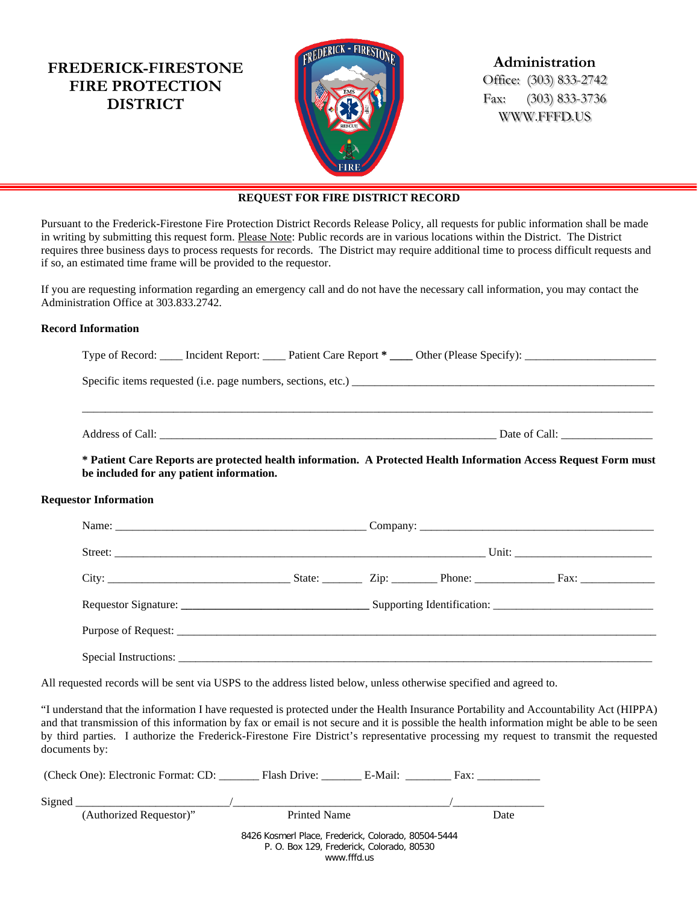# FREDERICK-FIRESTONE FIRE PROTECTION DISTRICT

**Administration**
Office: (303) 833-2742
Fax: (303) 833-3736
WWW.FFFD.US

## REQUEST FOR FIRE DISTRICT RECORD

Pursuant to the Frederick-Firestone Fire Protection District Records Release Policy, all requests for public information shall be made in writing by submitting this request form. Please Note: Public records are in various locations within the District. The District requires three business days to process requests for records. The District may require additional time to process difficult requests and if so, an estimated time frame will be provided to the requestor.

If you are requesting information regarding an emergency call and do not have the necessary call information, you may contact the Administration Office at 303.833.2742.

### Record Information

Type of Record: ____ Incident Report: ____ Patient Care Report * ____ Other (Please Specify): ______________________

Specific items requested (i.e. page numbers, sections, etc.) ______________________________________________________

_____________________________________________________________________________________________________

Address of Call: ___________________________________________________________ Date of Call: ________________

**\* Patient Care Reports are protected health information. A Protected Health Information Access Request Form must be included for any patient information.**

### Requestor Information

Name: _____________________________________________ Company: __________________________________________

Street: ___________________________________________________________________ Unit: _________________________

City: ________________________________ State: _______ Zip: ________ Phone: ______________ Fax: _____________

Requestor Signature: _________________________________ Supporting Identification: ____________________________

Purpose of Request: ___________________________________________________________________________________

Special Instructions: ___________________________________________________________________________________

All requested records will be sent via USPS to the address listed below, unless otherwise specified and agreed to.

"I understand that the information I have requested is protected under the Health Insurance Portability and Accountability Act (HIPPA) and that transmission of this information by fax or email is not secure and it is possible the health information might be able to be seen by third parties. I authorize the Frederick-Firestone Fire District's representative processing my request to transmit the requested documents by:

(Check One): Electronic Format: CD: _______ Flash Drive: _______ E-Mail: ________ Fax: ___________

Signed ___________________________/_______________________________________/________________
(Authorized Requestor)" Printed Name Date

8426 Kosmerl Place, Frederick, Colorado, 80504-5444
P. O. Box 129, Frederick, Colorado, 80530
www.fffd.us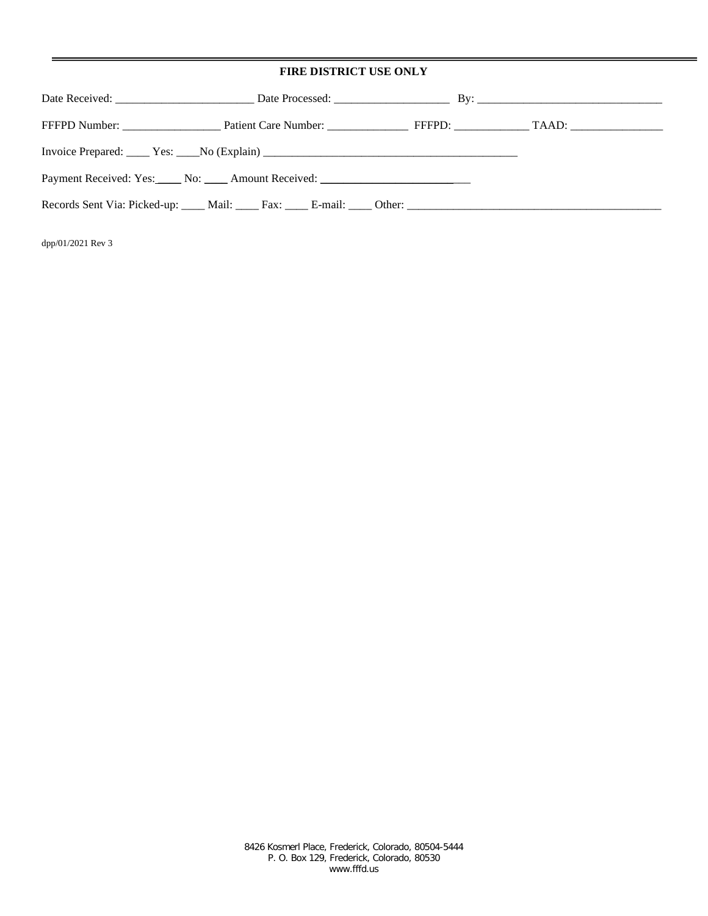---

**FIRE DISTRICT USE ONLY**

Date Received: ________________________ Date Processed: ____________________ By: ________________________________

FFFPD Number: _________________ Patient Care Number: ______________ FFFPD: _____________ TAAD: ________________

Invoice Prepared: ____ Yes: ____No (Explain) ______________________________________________

Payment Received: Yes:____ No: ____ Amount Received: ___________________________

Records Sent Via: Picked-up: ____ Mail: ____ Fax: ____ E-mail: ____ Other: ____________________________________________

dpp/01/2021 Rev 3

8426 Kosmerl Place, Frederick, Colorado, 80504-5444
P. O. Box 129, Frederick, Colorado, 80530
www.fffd.us